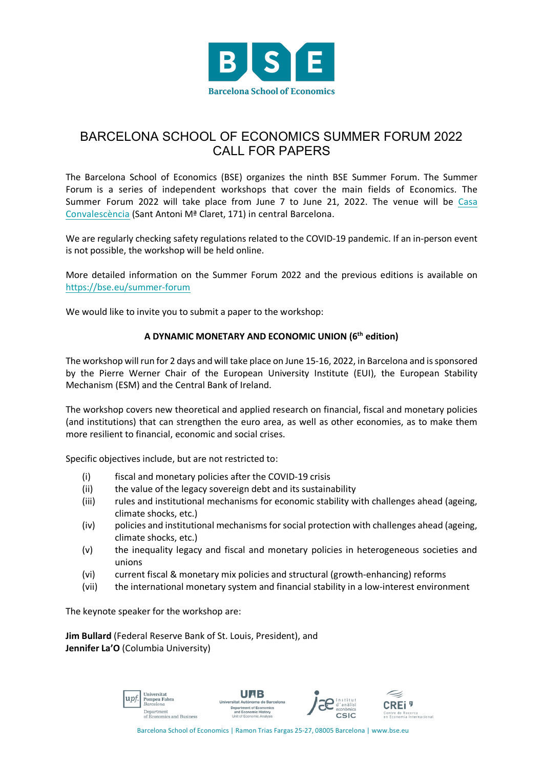# BARCELONA SCHOOL OF ECONOMICS SUMMER FORUM 2022
# CALL FOR PAPERS

The Barcelona School of Economics (BSE) organizes the ninth BSE Summer Forum. The Summer Forum is a series of independent workshops that cover the main fields of Economics. The Summer Forum 2022 will take place from June 7 to June 21, 2022. The venue will be Casa Convalescència (Sant Antoni Mª Claret, 171) in central Barcelona.

We are regularly checking safety regulations related to the COVID-19 pandemic. If an in-person event is not possible, the workshop will be held online.

More detailed information on the Summer Forum 2022 and the previous editions is available on https://bse.eu/summer-forum

We would like to invite you to submit a paper to the workshop:

**A DYNAMIC MONETARY AND ECONOMIC UNION (6th edition)**

The workshop will run for 2 days and will take place on June 15-16, 2022, in Barcelona and is sponsored by the Pierre Werner Chair of the European University Institute (EUI), the European Stability Mechanism (ESM) and the Central Bank of Ireland.

The workshop covers new theoretical and applied research on financial, fiscal and monetary policies (and institutions) that can strengthen the euro area, as well as other economies, as to make them more resilient to financial, economic and social crises.

Specific objectives include, but are not restricted to:

- (i) fiscal and monetary policies after the COVID-19 crisis
- (ii) the value of the legacy sovereign debt and its sustainability
- (iii) rules and institutional mechanisms for economic stability with challenges ahead (ageing, climate shocks, etc.)
- (iv) policies and institutional mechanisms for social protection with challenges ahead (ageing, climate shocks, etc.)
- (v) the inequality legacy and fiscal and monetary policies in heterogeneous societies and unions
- (vi) current fiscal & monetary mix policies and structural (growth-enhancing) reforms
- (vii) the international monetary system and financial stability in a low-interest environment

The keynote speaker for the workshop are:

**Jim Bullard** (Federal Reserve Bank of St. Louis, President), and
**Jennifer La'O** (Columbia University)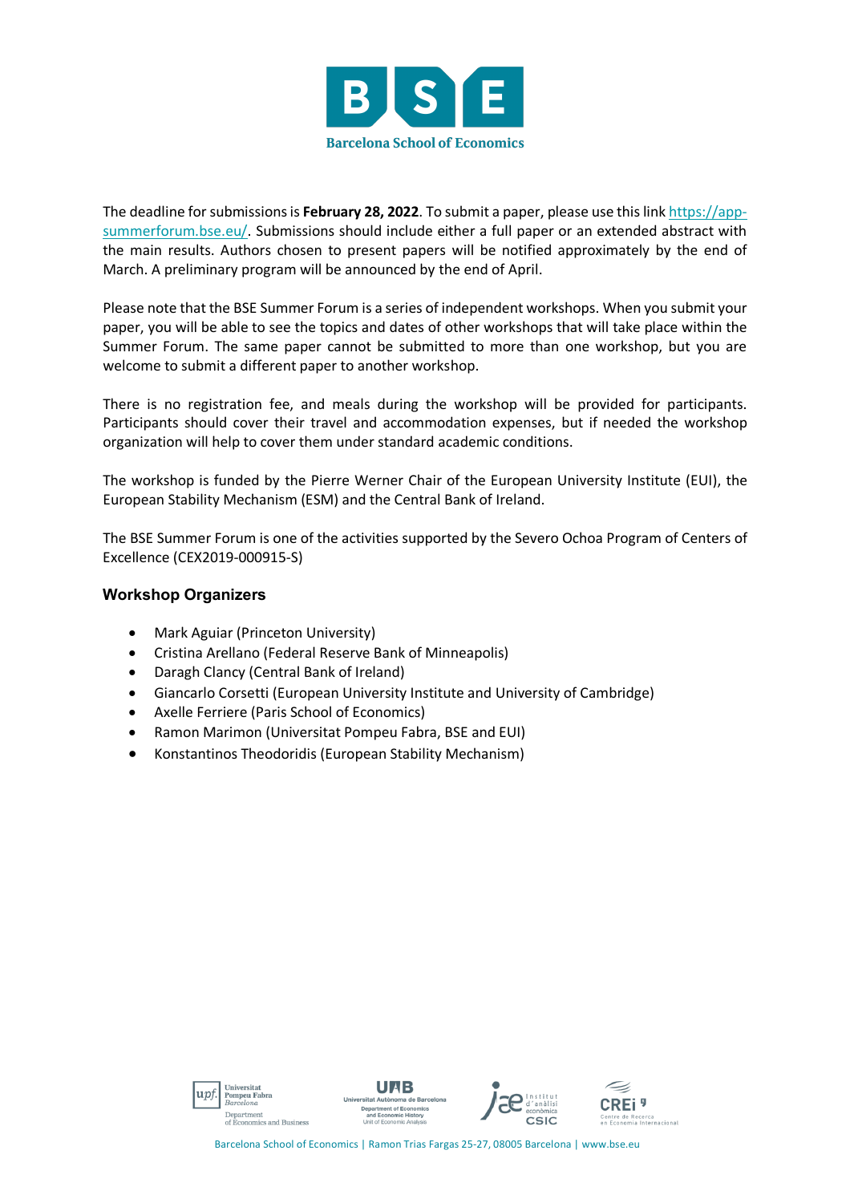The deadline for submissions is **February 28, 2022**. To submit a paper, please use this link [https://app-summerforum.bse.eu/](https://app-summerforum.bse.eu/). Submissions should include either a full paper or an extended abstract with the main results. Authors chosen to present papers will be notified approximately by the end of March. A preliminary program will be announced by the end of April.

Please note that the BSE Summer Forum is a series of independent workshops. When you submit your paper, you will be able to see the topics and dates of other workshops that will take place within the Summer Forum. The same paper cannot be submitted to more than one workshop, but you are welcome to submit a different paper to another workshop.

There is no registration fee, and meals during the workshop will be provided for participants. Participants should cover their travel and accommodation expenses, but if needed the workshop organization will help to cover them under standard academic conditions.

The workshop is funded by the Pierre Werner Chair of the European University Institute (EUI), the European Stability Mechanism (ESM) and the Central Bank of Ireland.

The BSE Summer Forum is one of the activities supported by the Severo Ochoa Program of Centers of Excellence (CEX2019-000915-S)

### Workshop Organizers

- Mark Aguiar (Princeton University)
- Cristina Arellano (Federal Reserve Bank of Minneapolis)
- Daragh Clancy (Central Bank of Ireland)
- Giancarlo Corsetti (European University Institute and University of Cambridge)
- Axelle Ferriere (Paris School of Economics)
- Ramon Marimon (Universitat Pompeu Fabra, BSE and EUI)
- Konstantinos Theodoridis (European Stability Mechanism)